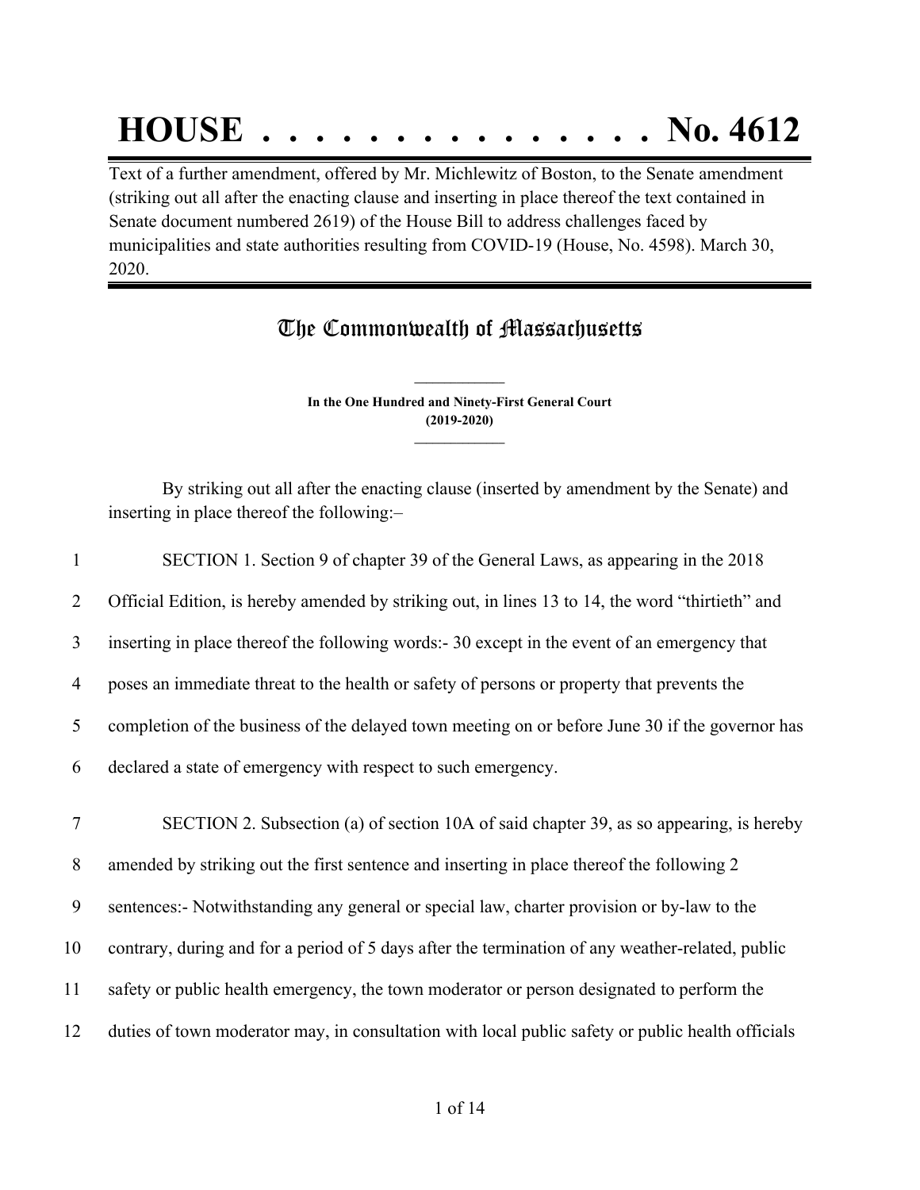# HOUSE . . . . . . . . . . . . . . . No. 4612

Text of a further amendment, offered by Mr. Michlewitz of Boston, to the Senate amendment (striking out all after the enacting clause and inserting in place thereof the text contained in Senate document numbered 2619) of the House Bill to address challenges faced by municipalities and state authorities resulting from COVID-19 (House, No. 4598). March 30, 2020.

## The Commonwealth of Massachusetts

**In the One Hundred and Ninety-First General Court**
**(2019-2020)**

By striking out all after the enacting clause (inserted by amendment by the Senate) and inserting in place thereof the following:–

1 SECTION 1. Section 9 of chapter 39 of the General Laws, as appearing in the 2018
2 Official Edition, is hereby amended by striking out, in lines 13 to 14, the word "thirtieth" and
3 inserting in place thereof the following words:- 30 except in the event of an emergency that
4 poses an immediate threat to the health or safety of persons or property that prevents the
5 completion of the business of the delayed town meeting on or before June 30 if the governor has
6 declared a state of emergency with respect to such emergency.

7 SECTION 2. Subsection (a) of section 10A of said chapter 39, as so appearing, is hereby
8 amended by striking out the first sentence and inserting in place thereof the following 2
9 sentences:- Notwithstanding any general or special law, charter provision or by-law to the
10 contrary, during and for a period of 5 days after the termination of any weather-related, public
11 safety or public health emergency, the town moderator or person designated to perform the
12 duties of town moderator may, in consultation with local public safety or public health officials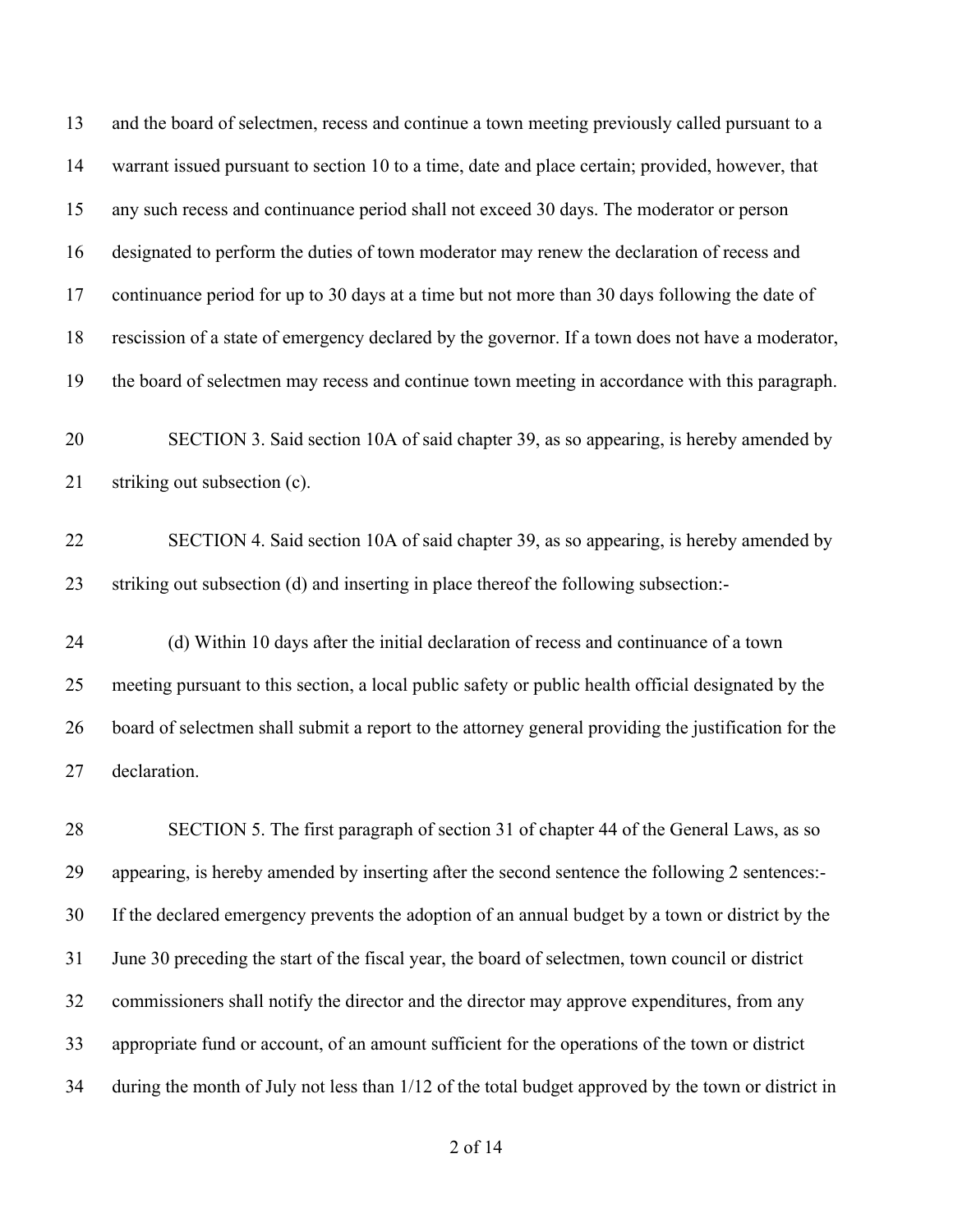and the board of selectmen, recess and continue a town meeting previously called pursuant to a warrant issued pursuant to section 10 to a time, date and place certain; provided, however, that any such recess and continuance period shall not exceed 30 days. The moderator or person designated to perform the duties of town moderator may renew the declaration of recess and continuance period for up to 30 days at a time but not more than 30 days following the date of rescission of a state of emergency declared by the governor. If a town does not have a moderator, the board of selectmen may recess and continue town meeting in accordance with this paragraph.

SECTION 3. Said section 10A of said chapter 39, as so appearing, is hereby amended by striking out subsection (c).

SECTION 4. Said section 10A of said chapter 39, as so appearing, is hereby amended by striking out subsection (d) and inserting in place thereof the following subsection:-

(d) Within 10 days after the initial declaration of recess and continuance of a town meeting pursuant to this section, a local public safety or public health official designated by the board of selectmen shall submit a report to the attorney general providing the justification for the declaration.

SECTION 5. The first paragraph of section 31 of chapter 44 of the General Laws, as so appearing, is hereby amended by inserting after the second sentence the following 2 sentences:- If the declared emergency prevents the adoption of an annual budget by a town or district by the June 30 preceding the start of the fiscal year, the board of selectmen, town council or district commissioners shall notify the director and the director may approve expenditures, from any appropriate fund or account, of an amount sufficient for the operations of the town or district during the month of July not less than 1/12 of the total budget approved by the town or district in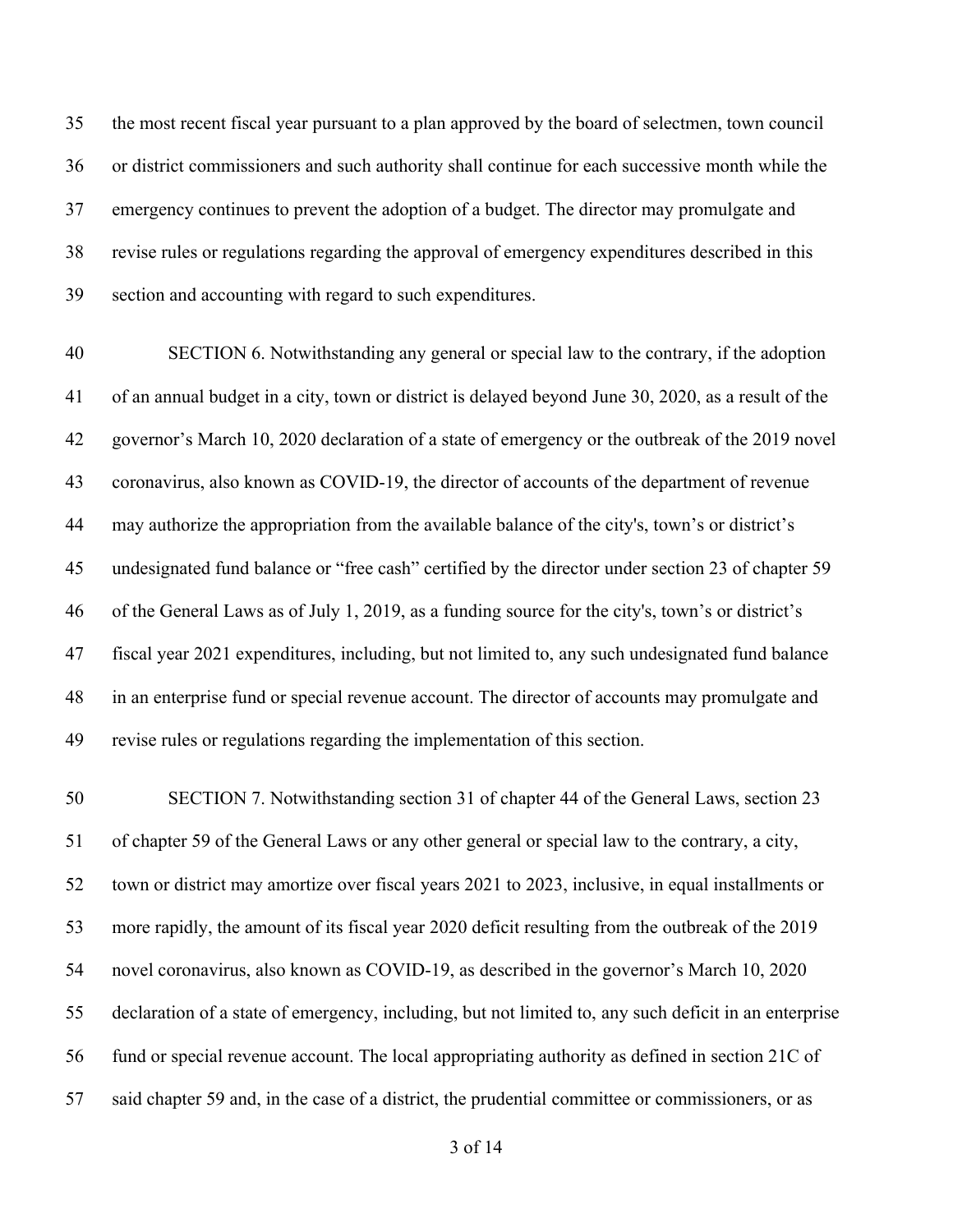the most recent fiscal year pursuant to a plan approved by the board of selectmen, town council or district commissioners and such authority shall continue for each successive month while the emergency continues to prevent the adoption of a budget. The director may promulgate and revise rules or regulations regarding the approval of emergency expenditures described in this section and accounting with regard to such expenditures.

SECTION 6. Notwithstanding any general or special law to the contrary, if the adoption of an annual budget in a city, town or district is delayed beyond June 30, 2020, as a result of the governor's March 10, 2020 declaration of a state of emergency or the outbreak of the 2019 novel coronavirus, also known as COVID-19, the director of accounts of the department of revenue may authorize the appropriation from the available balance of the city's, town's or district's undesignated fund balance or "free cash" certified by the director under section 23 of chapter 59 of the General Laws as of July 1, 2019, as a funding source for the city's, town's or district's fiscal year 2021 expenditures, including, but not limited to, any such undesignated fund balance in an enterprise fund or special revenue account. The director of accounts may promulgate and revise rules or regulations regarding the implementation of this section.

SECTION 7. Notwithstanding section 31 of chapter 44 of the General Laws, section 23 of chapter 59 of the General Laws or any other general or special law to the contrary, a city, town or district may amortize over fiscal years 2021 to 2023, inclusive, in equal installments or more rapidly, the amount of its fiscal year 2020 deficit resulting from the outbreak of the 2019 novel coronavirus, also known as COVID-19, as described in the governor's March 10, 2020 declaration of a state of emergency, including, but not limited to, any such deficit in an enterprise fund or special revenue account. The local appropriating authority as defined in section 21C of said chapter 59 and, in the case of a district, the prudential committee or commissioners, or as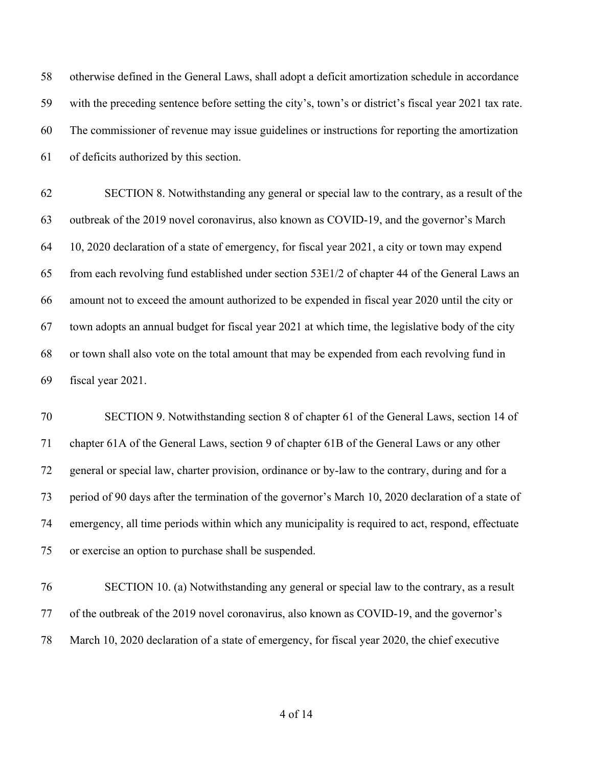otherwise defined in the General Laws, shall adopt a deficit amortization schedule in accordance with the preceding sentence before setting the city's, town's or district's fiscal year 2021 tax rate. The commissioner of revenue may issue guidelines or instructions for reporting the amortization of deficits authorized by this section.

SECTION 8. Notwithstanding any general or special law to the contrary, as a result of the outbreak of the 2019 novel coronavirus, also known as COVID-19, and the governor's March 10, 2020 declaration of a state of emergency, for fiscal year 2021, a city or town may expend from each revolving fund established under section 53E1/2 of chapter 44 of the General Laws an amount not to exceed the amount authorized to be expended in fiscal year 2020 until the city or town adopts an annual budget for fiscal year 2021 at which time, the legislative body of the city or town shall also vote on the total amount that may be expended from each revolving fund in fiscal year 2021.

SECTION 9. Notwithstanding section 8 of chapter 61 of the General Laws, section 14 of chapter 61A of the General Laws, section 9 of chapter 61B of the General Laws or any other general or special law, charter provision, ordinance or by-law to the contrary, during and for a period of 90 days after the termination of the governor's March 10, 2020 declaration of a state of emergency, all time periods within which any municipality is required to act, respond, effectuate or exercise an option to purchase shall be suspended.

SECTION 10. (a) Notwithstanding any general or special law to the contrary, as a result of the outbreak of the 2019 novel coronavirus, also known as COVID-19, and the governor's March 10, 2020 declaration of a state of emergency, for fiscal year 2020, the chief executive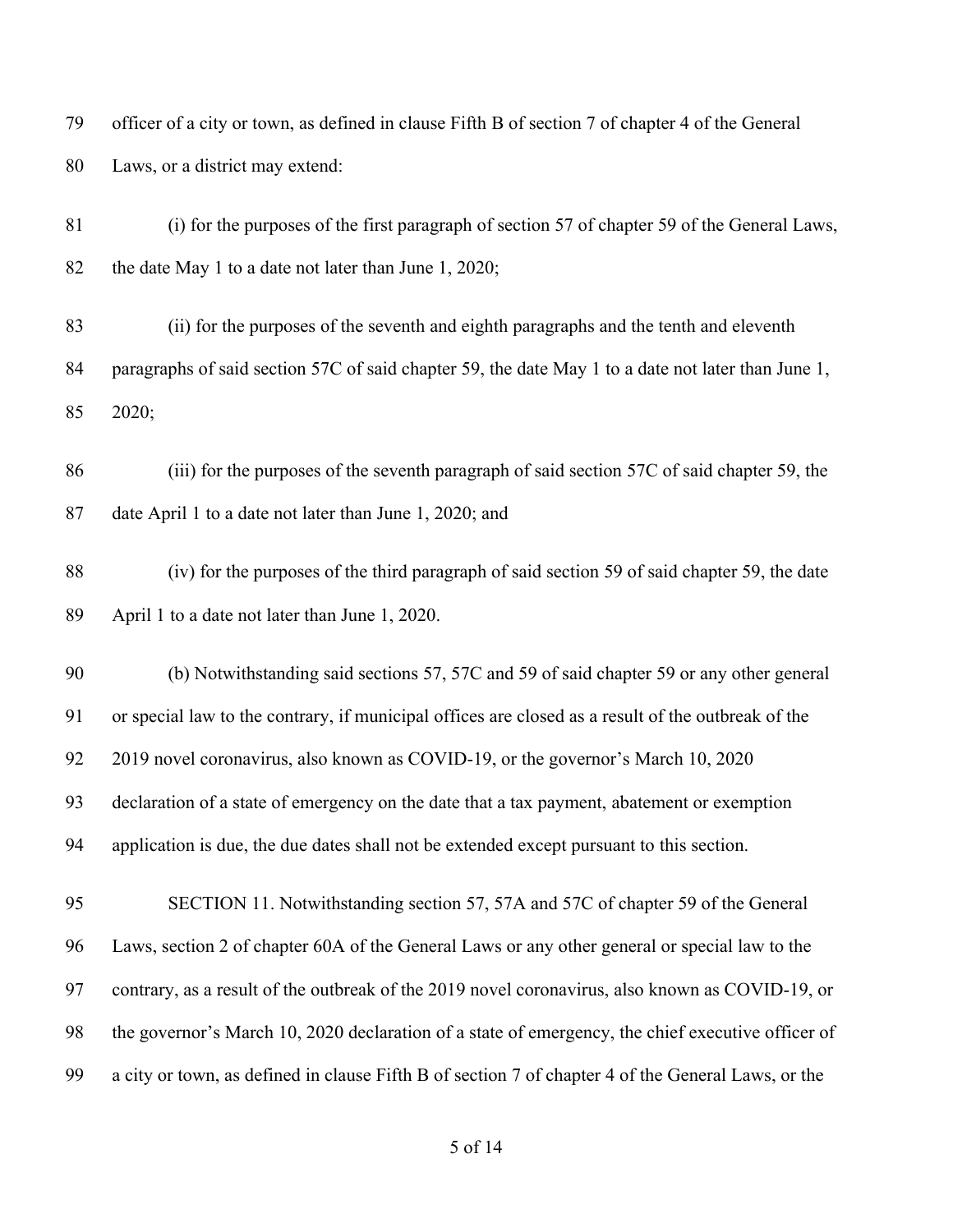officer of a city or town, as defined in clause Fifth B of section 7 of chapter 4 of the General Laws, or a district may extend:

(i) for the purposes of the first paragraph of section 57 of chapter 59 of the General Laws, the date May 1 to a date not later than June 1, 2020;

(ii) for the purposes of the seventh and eighth paragraphs and the tenth and eleventh paragraphs of said section 57C of said chapter 59, the date May 1 to a date not later than June 1, 2020;

(iii) for the purposes of the seventh paragraph of said section 57C of said chapter 59, the date April 1 to a date not later than June 1, 2020; and

(iv) for the purposes of the third paragraph of said section 59 of said chapter 59, the date April 1 to a date not later than June 1, 2020.

(b) Notwithstanding said sections 57, 57C and 59 of said chapter 59 or any other general or special law to the contrary, if municipal offices are closed as a result of the outbreak of the 2019 novel coronavirus, also known as COVID-19, or the governor's March 10, 2020 declaration of a state of emergency on the date that a tax payment, abatement or exemption application is due, the due dates shall not be extended except pursuant to this section.

SECTION 11. Notwithstanding section 57, 57A and 57C of chapter 59 of the General Laws, section 2 of chapter 60A of the General Laws or any other general or special law to the contrary, as a result of the outbreak of the 2019 novel coronavirus, also known as COVID-19, or the governor's March 10, 2020 declaration of a state of emergency, the chief executive officer of a city or town, as defined in clause Fifth B of section 7 of chapter 4 of the General Laws, or the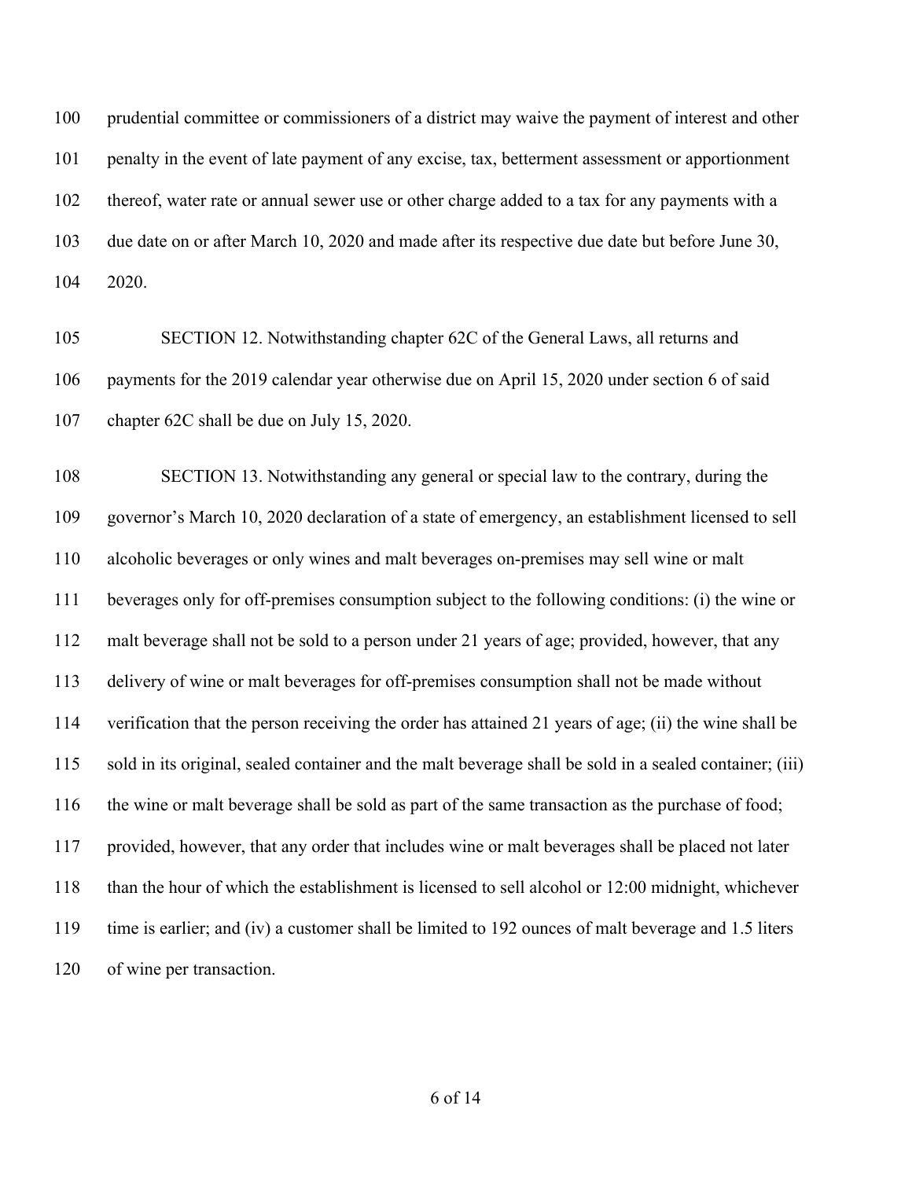prudential committee or commissioners of a district may waive the payment of interest and other penalty in the event of late payment of any excise, tax, betterment assessment or apportionment thereof, water rate or annual sewer use or other charge added to a tax for any payments with a due date on or after March 10, 2020 and made after its respective due date but before June 30, 2020.

SECTION 12. Notwithstanding chapter 62C of the General Laws, all returns and payments for the 2019 calendar year otherwise due on April 15, 2020 under section 6 of said chapter 62C shall be due on July 15, 2020.

SECTION 13. Notwithstanding any general or special law to the contrary, during the governor's March 10, 2020 declaration of a state of emergency, an establishment licensed to sell alcoholic beverages or only wines and malt beverages on-premises may sell wine or malt beverages only for off-premises consumption subject to the following conditions: (i) the wine or malt beverage shall not be sold to a person under 21 years of age; provided, however, that any delivery of wine or malt beverages for off-premises consumption shall not be made without verification that the person receiving the order has attained 21 years of age; (ii) the wine shall be sold in its original, sealed container and the malt beverage shall be sold in a sealed container; (iii) the wine or malt beverage shall be sold as part of the same transaction as the purchase of food; provided, however, that any order that includes wine or malt beverages shall be placed not later than the hour of which the establishment is licensed to sell alcohol or 12:00 midnight, whichever time is earlier; and (iv) a customer shall be limited to 192 ounces of malt beverage and 1.5 liters of wine per transaction.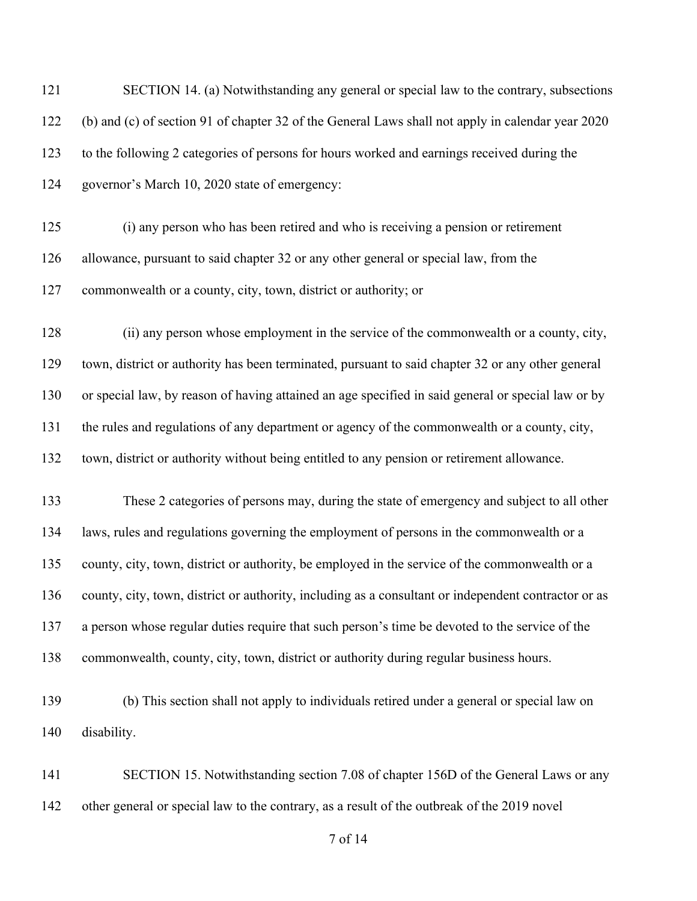SECTION 14. (a) Notwithstanding any general or special law to the contrary, subsections (b) and (c) of section 91 of chapter 32 of the General Laws shall not apply in calendar year 2020 to the following 2 categories of persons for hours worked and earnings received during the governor's March 10, 2020 state of emergency:

(i) any person who has been retired and who is receiving a pension or retirement allowance, pursuant to said chapter 32 or any other general or special law, from the commonwealth or a county, city, town, district or authority; or

(ii) any person whose employment in the service of the commonwealth or a county, city, town, district or authority has been terminated, pursuant to said chapter 32 or any other general or special law, by reason of having attained an age specified in said general or special law or by the rules and regulations of any department or agency of the commonwealth or a county, city, town, district or authority without being entitled to any pension or retirement allowance.

These 2 categories of persons may, during the state of emergency and subject to all other laws, rules and regulations governing the employment of persons in the commonwealth or a county, city, town, district or authority, be employed in the service of the commonwealth or a county, city, town, district or authority, including as a consultant or independent contractor or as a person whose regular duties require that such person's time be devoted to the service of the commonwealth, county, city, town, district or authority during regular business hours.

(b) This section shall not apply to individuals retired under a general or special law on disability.

SECTION 15. Notwithstanding section 7.08 of chapter 156D of the General Laws or any other general or special law to the contrary, as a result of the outbreak of the 2019 novel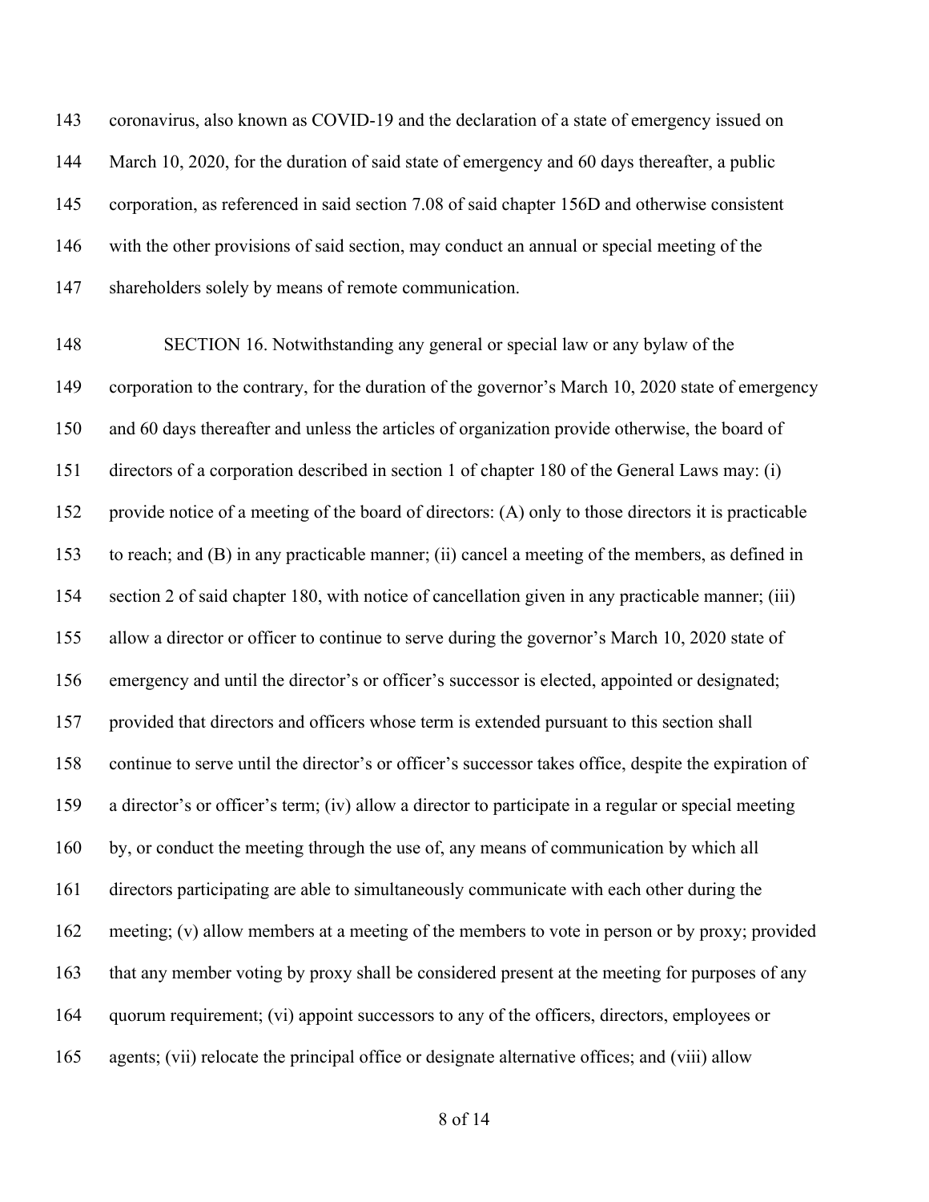coronavirus, also known as COVID-19 and the declaration of a state of emergency issued on March 10, 2020, for the duration of said state of emergency and 60 days thereafter, a public corporation, as referenced in said section 7.08 of said chapter 156D and otherwise consistent with the other provisions of said section, may conduct an annual or special meeting of the shareholders solely by means of remote communication.

SECTION 16. Notwithstanding any general or special law or any bylaw of the corporation to the contrary, for the duration of the governor's March 10, 2020 state of emergency and 60 days thereafter and unless the articles of organization provide otherwise, the board of directors of a corporation described in section 1 of chapter 180 of the General Laws may: (i) provide notice of a meeting of the board of directors: (A) only to those directors it is practicable to reach; and (B) in any practicable manner; (ii) cancel a meeting of the members, as defined in section 2 of said chapter 180, with notice of cancellation given in any practicable manner; (iii) allow a director or officer to continue to serve during the governor's March 10, 2020 state of emergency and until the director's or officer's successor is elected, appointed or designated; provided that directors and officers whose term is extended pursuant to this section shall continue to serve until the director's or officer's successor takes office, despite the expiration of a director's or officer's term; (iv) allow a director to participate in a regular or special meeting by, or conduct the meeting through the use of, any means of communication by which all directors participating are able to simultaneously communicate with each other during the meeting; (v) allow members at a meeting of the members to vote in person or by proxy; provided that any member voting by proxy shall be considered present at the meeting for purposes of any quorum requirement; (vi) appoint successors to any of the officers, directors, employees or agents; (vii) relocate the principal office or designate alternative offices; and (viii) allow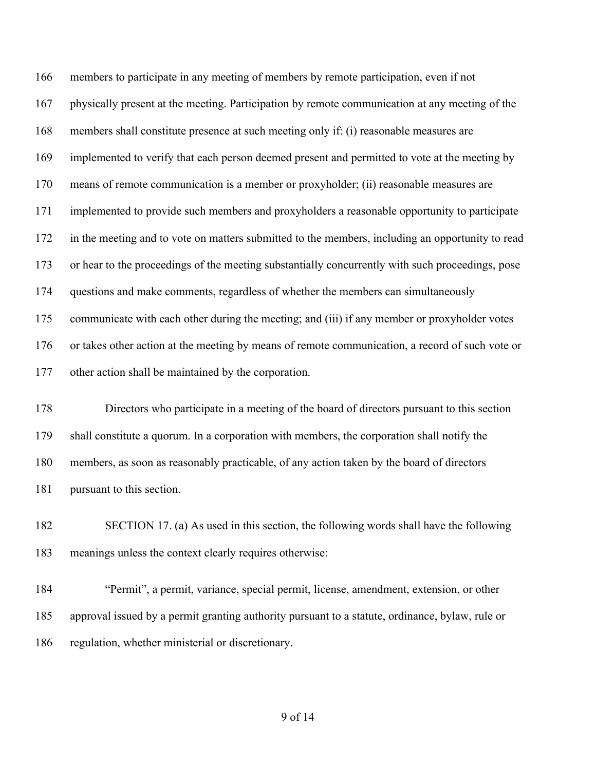members to participate in any meeting of members by remote participation, even if not physically present at the meeting. Participation by remote communication at any meeting of the members shall constitute presence at such meeting only if: (i) reasonable measures are implemented to verify that each person deemed present and permitted to vote at the meeting by means of remote communication is a member or proxyholder; (ii) reasonable measures are implemented to provide such members and proxyholders a reasonable opportunity to participate in the meeting and to vote on matters submitted to the members, including an opportunity to read or hear to the proceedings of the meeting substantially concurrently with such proceedings, pose questions and make comments, regardless of whether the members can simultaneously communicate with each other during the meeting; and (iii) if any member or proxyholder votes or takes other action at the meeting by means of remote communication, a record of such vote or other action shall be maintained by the corporation.

Directors who participate in a meeting of the board of directors pursuant to this section shall constitute a quorum. In a corporation with members, the corporation shall notify the members, as soon as reasonably practicable, of any action taken by the board of directors pursuant to this section.

SECTION 17. (a) As used in this section, the following words shall have the following meanings unless the context clearly requires otherwise:

"Permit", a permit, variance, special permit, license, amendment, extension, or other approval issued by a permit granting authority pursuant to a statute, ordinance, bylaw, rule or regulation, whether ministerial or discretionary.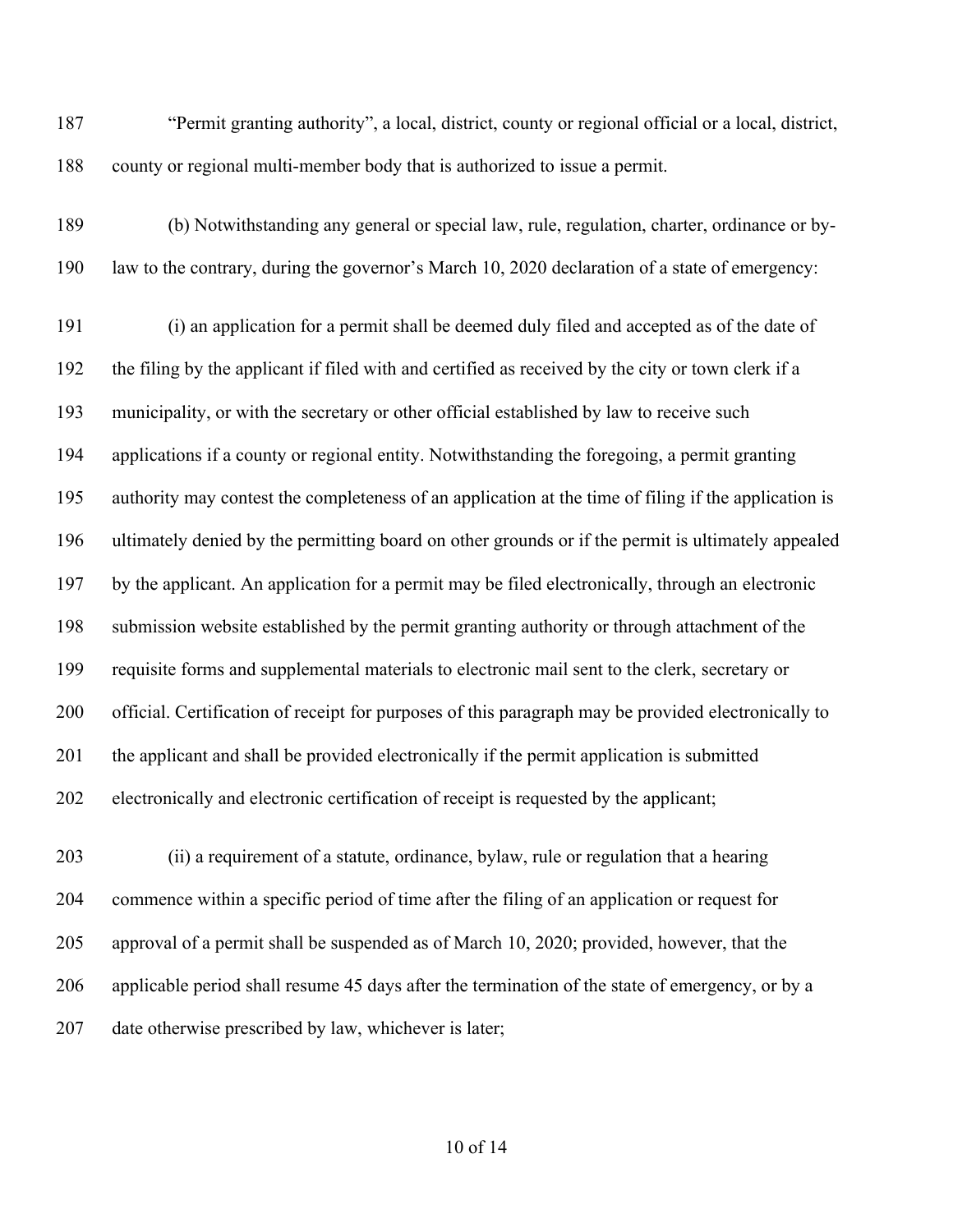"Permit granting authority", a local, district, county or regional official or a local, district, county or regional multi-member body that is authorized to issue a permit.

(b) Notwithstanding any general or special law, rule, regulation, charter, ordinance or by-law to the contrary, during the governor's March 10, 2020 declaration of a state of emergency:

(i) an application for a permit shall be deemed duly filed and accepted as of the date of the filing by the applicant if filed with and certified as received by the city or town clerk if a municipality, or with the secretary or other official established by law to receive such applications if a county or regional entity. Notwithstanding the foregoing, a permit granting authority may contest the completeness of an application at the time of filing if the application is ultimately denied by the permitting board on other grounds or if the permit is ultimately appealed by the applicant. An application for a permit may be filed electronically, through an electronic submission website established by the permit granting authority or through attachment of the requisite forms and supplemental materials to electronic mail sent to the clerk, secretary or official. Certification of receipt for purposes of this paragraph may be provided electronically to the applicant and shall be provided electronically if the permit application is submitted electronically and electronic certification of receipt is requested by the applicant;

(ii) a requirement of a statute, ordinance, bylaw, rule or regulation that a hearing commence within a specific period of time after the filing of an application or request for approval of a permit shall be suspended as of March 10, 2020; provided, however, that the applicable period shall resume 45 days after the termination of the state of emergency, or by a date otherwise prescribed by law, whichever is later;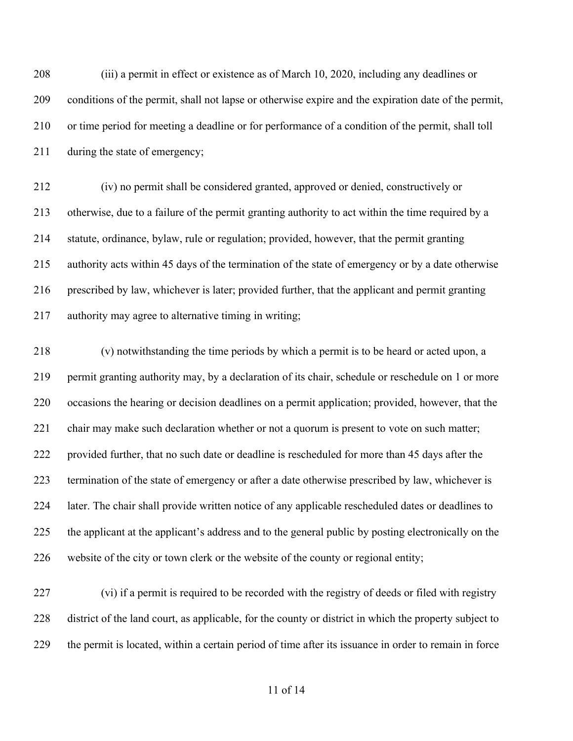(iii) a permit in effect or existence as of March 10, 2020, including any deadlines or conditions of the permit, shall not lapse or otherwise expire and the expiration date of the permit, or time period for meeting a deadline or for performance of a condition of the permit, shall toll during the state of emergency;

(iv) no permit shall be considered granted, approved or denied, constructively or otherwise, due to a failure of the permit granting authority to act within the time required by a statute, ordinance, bylaw, rule or regulation; provided, however, that the permit granting authority acts within 45 days of the termination of the state of emergency or by a date otherwise prescribed by law, whichever is later; provided further, that the applicant and permit granting authority may agree to alternative timing in writing;

(v) notwithstanding the time periods by which a permit is to be heard or acted upon, a permit granting authority may, by a declaration of its chair, schedule or reschedule on 1 or more occasions the hearing or decision deadlines on a permit application; provided, however, that the chair may make such declaration whether or not a quorum is present to vote on such matter; provided further, that no such date or deadline is rescheduled for more than 45 days after the termination of the state of emergency or after a date otherwise prescribed by law, whichever is later. The chair shall provide written notice of any applicable rescheduled dates or deadlines to the applicant at the applicant's address and to the general public by posting electronically on the website of the city or town clerk or the website of the county or regional entity;

(vi) if a permit is required to be recorded with the registry of deeds or filed with registry district of the land court, as applicable, for the county or district in which the property subject to the permit is located, within a certain period of time after its issuance in order to remain in force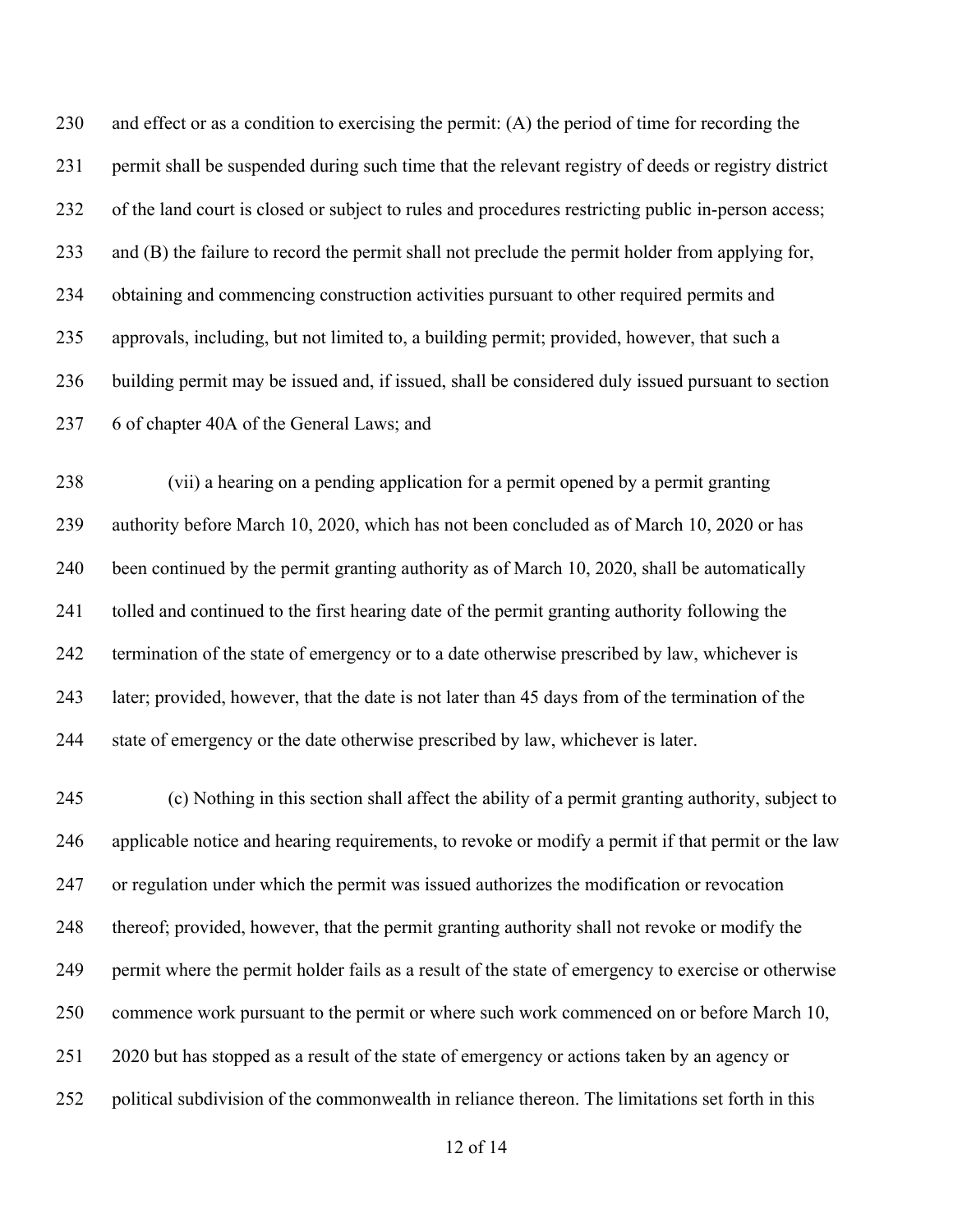and effect or as a condition to exercising the permit: (A) the period of time for recording the permit shall be suspended during such time that the relevant registry of deeds or registry district of the land court is closed or subject to rules and procedures restricting public in-person access; and (B) the failure to record the permit shall not preclude the permit holder from applying for, obtaining and commencing construction activities pursuant to other required permits and approvals, including, but not limited to, a building permit; provided, however, that such a building permit may be issued and, if issued, shall be considered duly issued pursuant to section 6 of chapter 40A of the General Laws; and

(vii) a hearing on a pending application for a permit opened by a permit granting authority before March 10, 2020, which has not been concluded as of March 10, 2020 or has been continued by the permit granting authority as of March 10, 2020, shall be automatically tolled and continued to the first hearing date of the permit granting authority following the termination of the state of emergency or to a date otherwise prescribed by law, whichever is later; provided, however, that the date is not later than 45 days from of the termination of the state of emergency or the date otherwise prescribed by law, whichever is later.

(c) Nothing in this section shall affect the ability of a permit granting authority, subject to applicable notice and hearing requirements, to revoke or modify a permit if that permit or the law or regulation under which the permit was issued authorizes the modification or revocation thereof; provided, however, that the permit granting authority shall not revoke or modify the permit where the permit holder fails as a result of the state of emergency to exercise or otherwise commence work pursuant to the permit or where such work commenced on or before March 10, 2020 but has stopped as a result of the state of emergency or actions taken by an agency or political subdivision of the commonwealth in reliance thereon. The limitations set forth in this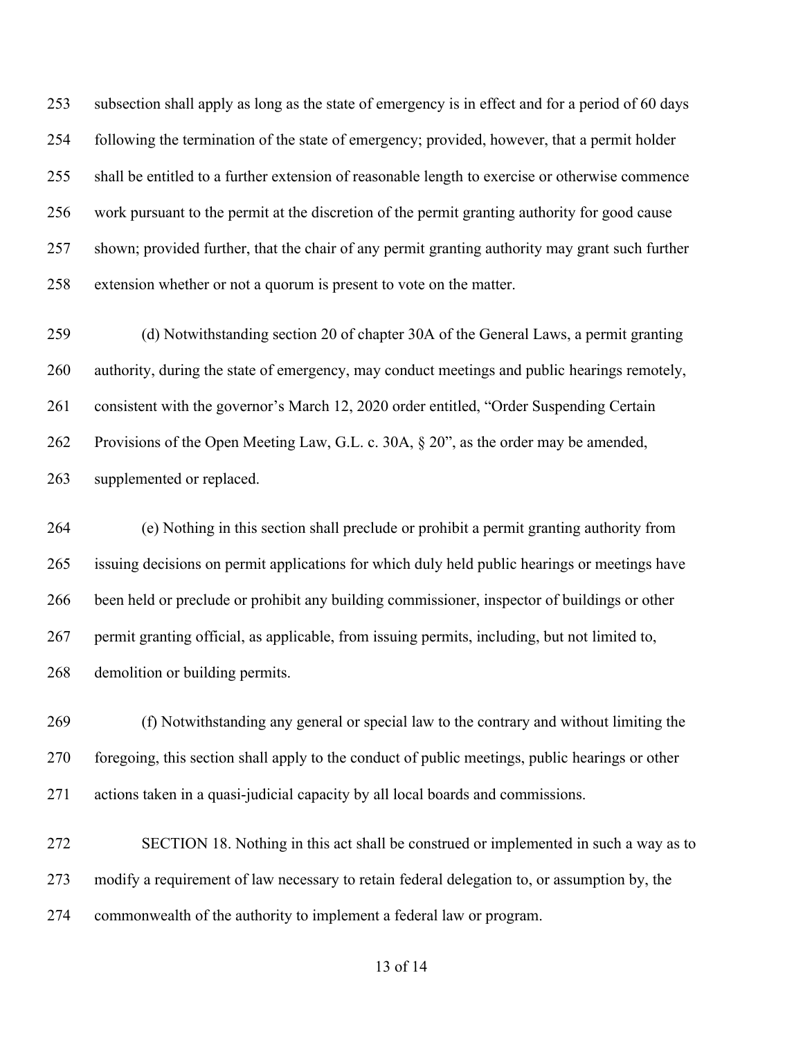subsection shall apply as long as the state of emergency is in effect and for a period of 60 days following the termination of the state of emergency; provided, however, that a permit holder shall be entitled to a further extension of reasonable length to exercise or otherwise commence work pursuant to the permit at the discretion of the permit granting authority for good cause shown; provided further, that the chair of any permit granting authority may grant such further extension whether or not a quorum is present to vote on the matter.

(d) Notwithstanding section 20 of chapter 30A of the General Laws, a permit granting authority, during the state of emergency, may conduct meetings and public hearings remotely, consistent with the governor's March 12, 2020 order entitled, "Order Suspending Certain Provisions of the Open Meeting Law, G.L. c. 30A, § 20", as the order may be amended, supplemented or replaced.

(e) Nothing in this section shall preclude or prohibit a permit granting authority from issuing decisions on permit applications for which duly held public hearings or meetings have been held or preclude or prohibit any building commissioner, inspector of buildings or other permit granting official, as applicable, from issuing permits, including, but not limited to, demolition or building permits.

(f) Notwithstanding any general or special law to the contrary and without limiting the foregoing, this section shall apply to the conduct of public meetings, public hearings or other actions taken in a quasi-judicial capacity by all local boards and commissions.

SECTION 18. Nothing in this act shall be construed or implemented in such a way as to modify a requirement of law necessary to retain federal delegation to, or assumption by, the commonwealth of the authority to implement a federal law or program.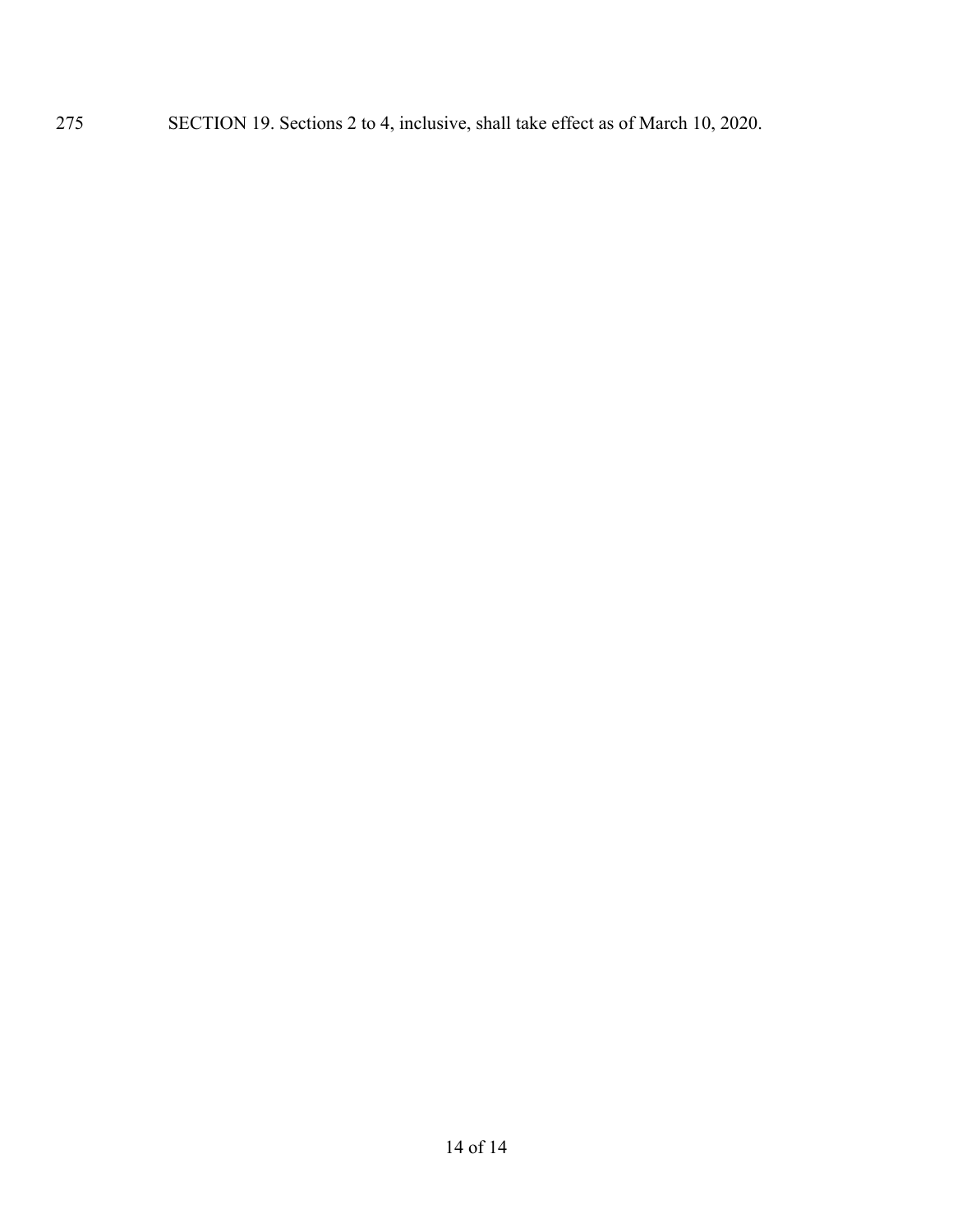SECTION 19. Sections 2 to 4, inclusive, shall take effect as of March 10, 2020.